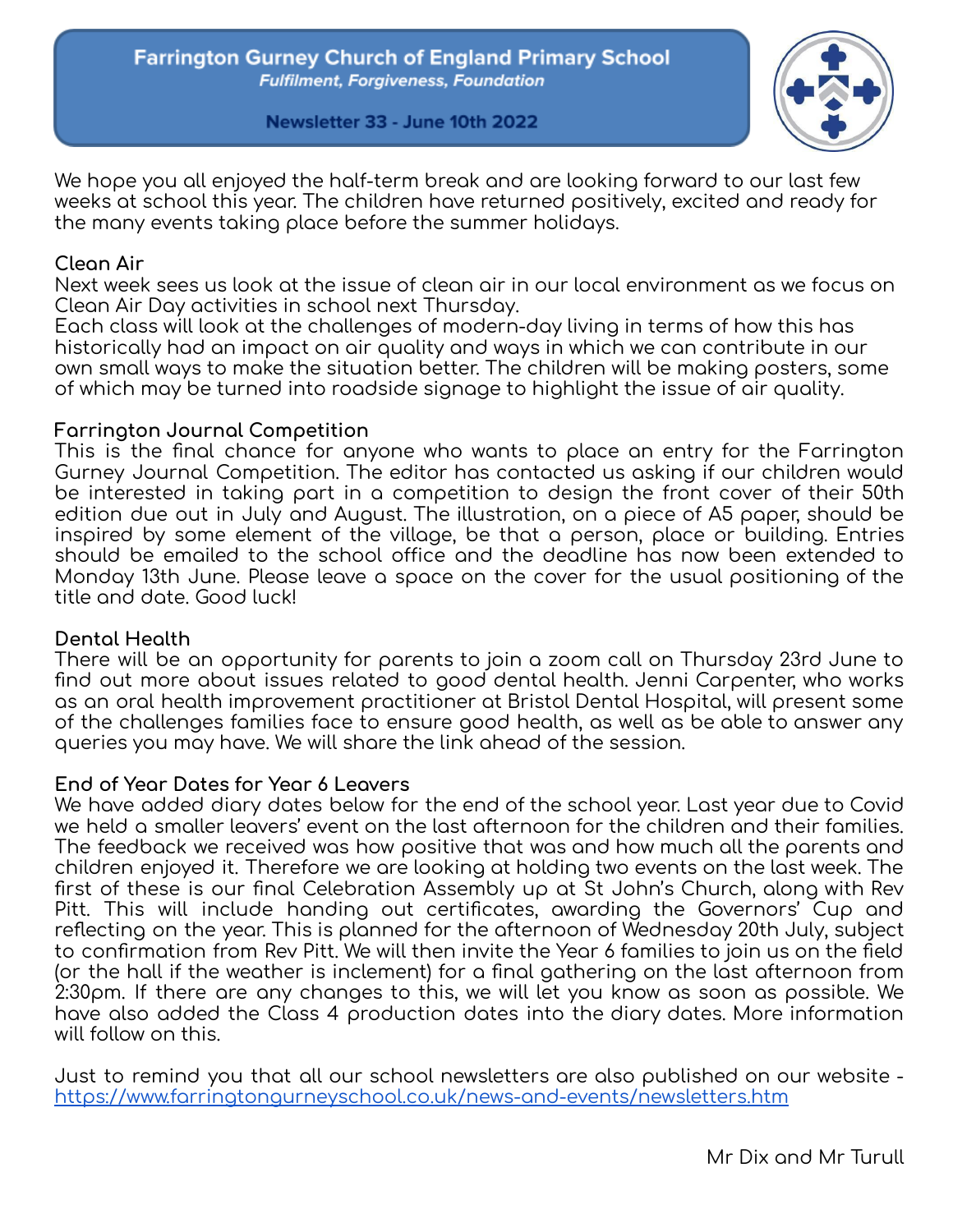# Farrington Gurney Church of England Primary School

***Fulfilment, Forgiveness, Foundation***

**Newsletter 33 - June 10th 2022**

We hope you all enjoyed the half-term break and are looking forward to our last few weeks at school this year. The children have returned positively, excited and ready for the many events taking place before the summer holidays.

### Clean Air

Next week sees us look at the issue of clean air in our local environment as we focus on Clean Air Day activities in school next Thursday.
Each class will look at the challenges of modern-day living in terms of how this has historically had an impact on air quality and ways in which we can contribute in our own small ways to make the situation better. The children will be making posters, some of which may be turned into roadside signage to highlight the issue of air quality.

### Farrington Journal Competition

This is the final chance for anyone who wants to place an entry for the Farrington Gurney Journal Competition. The editor has contacted us asking if our children would be interested in taking part in a competition to design the front cover of their 50th edition due out in July and August. The illustration, on a piece of A5 paper, should be inspired by some element of the village, be that a person, place or building. Entries should be emailed to the school office and the deadline has now been extended to Monday 13th June. Please leave a space on the cover for the usual positioning of the title and date. Good luck!

### Dental Health

There will be an opportunity for parents to join a zoom call on Thursday 23rd June to find out more about issues related to good dental health. Jenni Carpenter, who works as an oral health improvement practitioner at Bristol Dental Hospital, will present some of the challenges families face to ensure good health, as well as be able to answer any queries you may have. We will share the link ahead of the session.

### End of Year Dates for Year 6 Leavers

We have added diary dates below for the end of the school year. Last year due to Covid we held a smaller leavers' event on the last afternoon for the children and their families. The feedback we received was how positive that was and how much all the parents and children enjoyed it. Therefore we are looking at holding two events on the last week. The first of these is our final Celebration Assembly up at St John's Church, along with Rev Pitt. This will include handing out certificates, awarding the Governors' Cup and reflecting on the year. This is planned for the afternoon of Wednesday 20th July, subject to confirmation from Rev Pitt. We will then invite the Year 6 families to join us on the field (or the hall if the weather is inclement) for a final gathering on the last afternoon from 2:30pm. If there are any changes to this, we will let you know as soon as possible. We have also added the Class 4 production dates into the diary dates. More information will follow on this.

Just to remind you that all our school newsletters are also published on our website - https://www.farringtongurneyschool.co.uk/news-and-events/newsletters.htm

Mr Dix and Mr Turull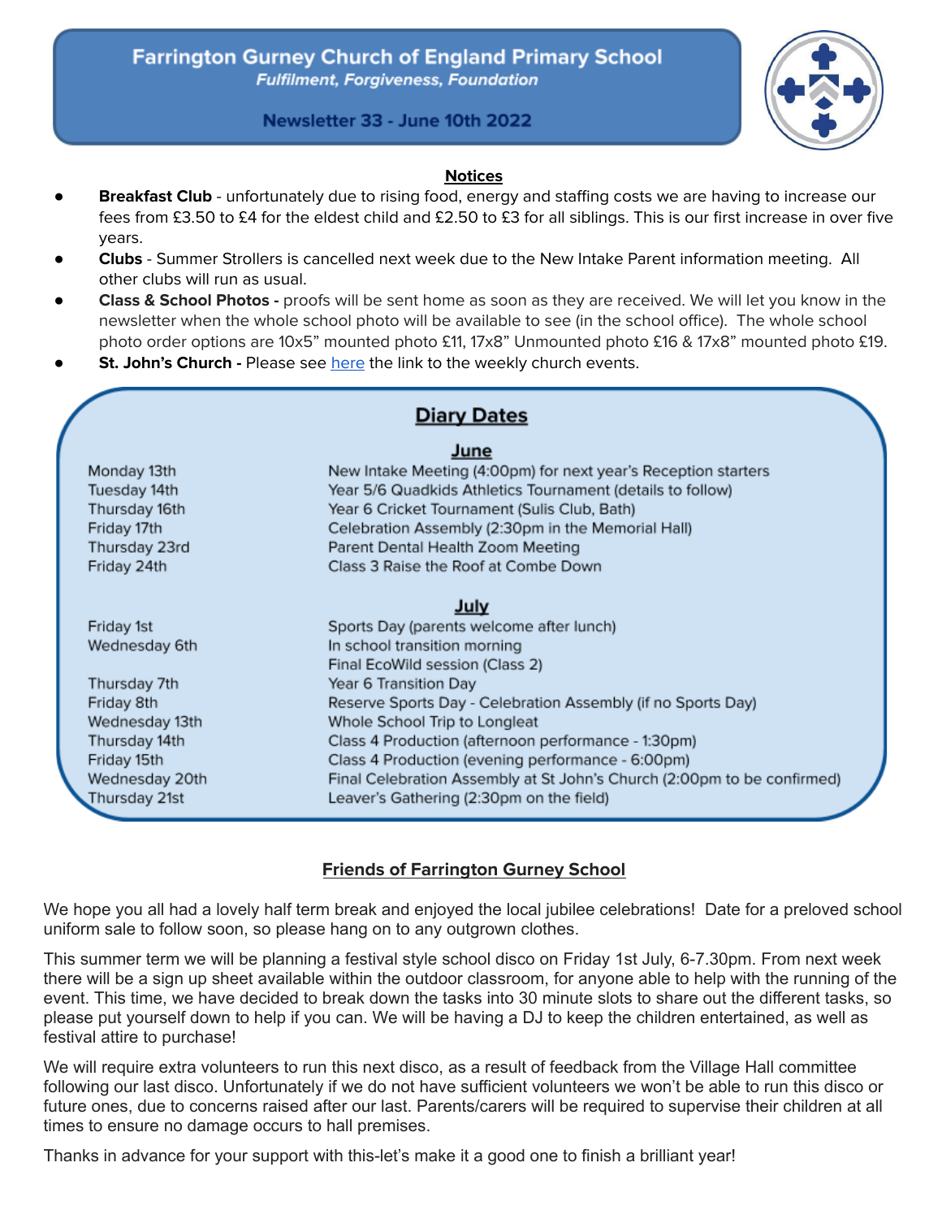# Farrington Gurney Church of England Primary School

*Fulfilment, Forgiveness, Foundation*

**Newsletter 33 - June 10th 2022**

## Notices

- **Breakfast Club** - unfortunately due to rising food, energy and staffing costs we are having to increase our fees from £3.50 to £4 for the eldest child and £2.50 to £3 for all siblings. This is our first increase in over five years.
- **Clubs** - Summer Strollers is cancelled next week due to the New Intake Parent information meeting. All other clubs will run as usual.
- **Class & School Photos -** proofs will be sent home as soon as they are received. We will let you know in the newsletter when the whole school photo will be available to see (in the school office). The whole school photo order options are 10x5" mounted photo £11, 17x8" Unmounted photo £16 & 17x8" mounted photo £19.
- **St. John's Church -** Please see here the link to the weekly church events.

## Diary Dates

### June

| | |
|---|---|
| Monday 13th | New Intake Meeting (4:00pm) for next year's Reception starters |
| Tuesday 14th | Year 5/6 Quadkids Athletics Tournament (details to follow) |
| Thursday 16th | Year 6 Cricket Tournament (Sulis Club, Bath) |
| Friday 17th | Celebration Assembly (2:30pm in the Memorial Hall) |
| Thursday 23rd | Parent Dental Health Zoom Meeting |
| Friday 24th | Class 3 Raise the Roof at Combe Down |

### July

| | |
|---|---|
| Friday 1st | Sports Day (parents welcome after lunch) |
| Wednesday 6th | In school transition morning |
| | Final EcoWild session (Class 2) |
| Thursday 7th | Year 6 Transition Day |
| Friday 8th | Reserve Sports Day - Celebration Assembly (if no Sports Day) |
| Wednesday 13th | Whole School Trip to Longleat |
| Thursday 14th | Class 4 Production (afternoon performance - 1:30pm) |
| Friday 15th | Class 4 Production (evening performance - 6:00pm) |
| Wednesday 20th | Final Celebration Assembly at St John's Church (2:00pm to be confirmed) |
| Thursday 21st | Leaver's Gathering (2:30pm on the field) |

## Friends of Farrington Gurney School

We hope you all had a lovely half term break and enjoyed the local jubilee celebrations! Date for a preloved school uniform sale to follow soon, so please hang on to any outgrown clothes.

This summer term we will be planning a festival style school disco on Friday 1st July, 6-7.30pm. From next week there will be a sign up sheet available within the outdoor classroom, for anyone able to help with the running of the event. This time, we have decided to break down the tasks into 30 minute slots to share out the different tasks, so please put yourself down to help if you can. We will be having a DJ to keep the children entertained, as well as festival attire to purchase!

We will require extra volunteers to run this next disco, as a result of feedback from the Village Hall committee following our last disco. Unfortunately if we do not have sufficient volunteers we won't be able to run this disco or future ones, due to concerns raised after our last. Parents/carers will be required to supervise their children at all times to ensure no damage occurs to hall premises.

Thanks in advance for your support with this-let's make it a good one to finish a brilliant year!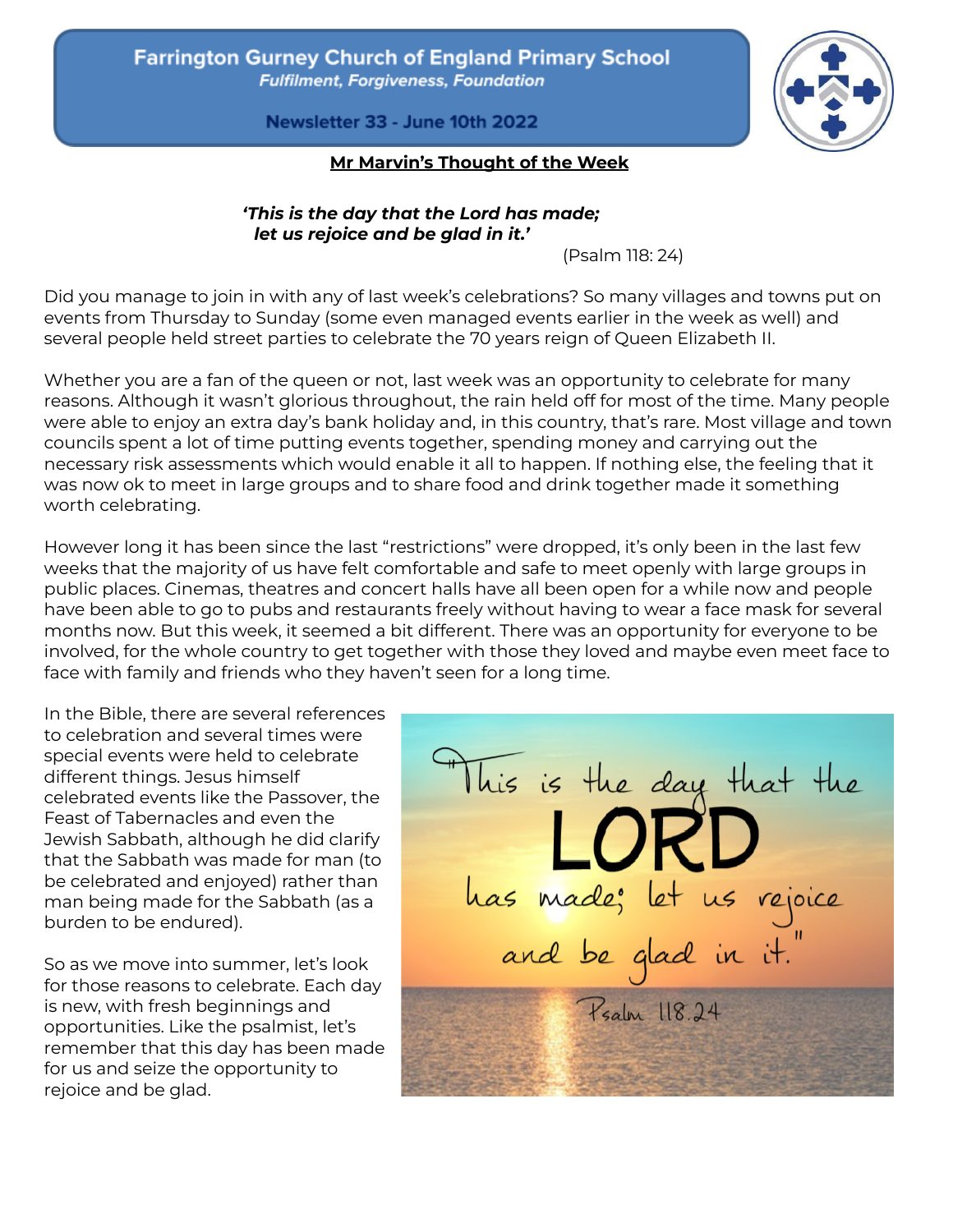# Farrington Gurney Church of England Primary School

*Fulfilment, Forgiveness, Foundation*

**Newsletter 33 - June 10th 2022**

## Mr Marvin's Thought of the Week

***'This is the day that the Lord has made; let us rejoice and be glad in it.'***

(Psalm 118: 24)

Did you manage to join in with any of last week's celebrations? So many villages and towns put on events from Thursday to Sunday (some even managed events earlier in the week as well) and several people held street parties to celebrate the 70 years reign of Queen Elizabeth II.

Whether you are a fan of the queen or not, last week was an opportunity to celebrate for many reasons. Although it wasn't glorious throughout, the rain held off for most of the time. Many people were able to enjoy an extra day's bank holiday and, in this country, that's rare. Most village and town councils spent a lot of time putting events together, spending money and carrying out the necessary risk assessments which would enable it all to happen. If nothing else, the feeling that it was now ok to meet in large groups and to share food and drink together made it something worth celebrating.

However long it has been since the last "restrictions" were dropped, it's only been in the last few weeks that the majority of us have felt comfortable and safe to meet openly with large groups in public places. Cinemas, theatres and concert halls have all been open for a while now and people have been able to go to pubs and restaurants freely without having to wear a face mask for several months now. But this week, it seemed a bit different. There was an opportunity for everyone to be involved, for the whole country to get together with those they loved and maybe even meet face to face with family and friends who they haven't seen for a long time.

In the Bible, there are several references to celebration and several times were special events were held to celebrate different things. Jesus himself celebrated events like the Passover, the Feast of Tabernacles and even the Jewish Sabbath, although he did clarify that the Sabbath was made for man (to be celebrated and enjoyed) rather than man being made for the Sabbath (as a burden to be endured).

So as we move into summer, let's look for those reasons to celebrate. Each day is new, with fresh beginnings and opportunities. Like the psalmist, let's remember that this day has been made for us and seize the opportunity to rejoice and be glad.

"This is the day that the LORD has made; let us rejoice and be glad in it."
Psalm 118.24